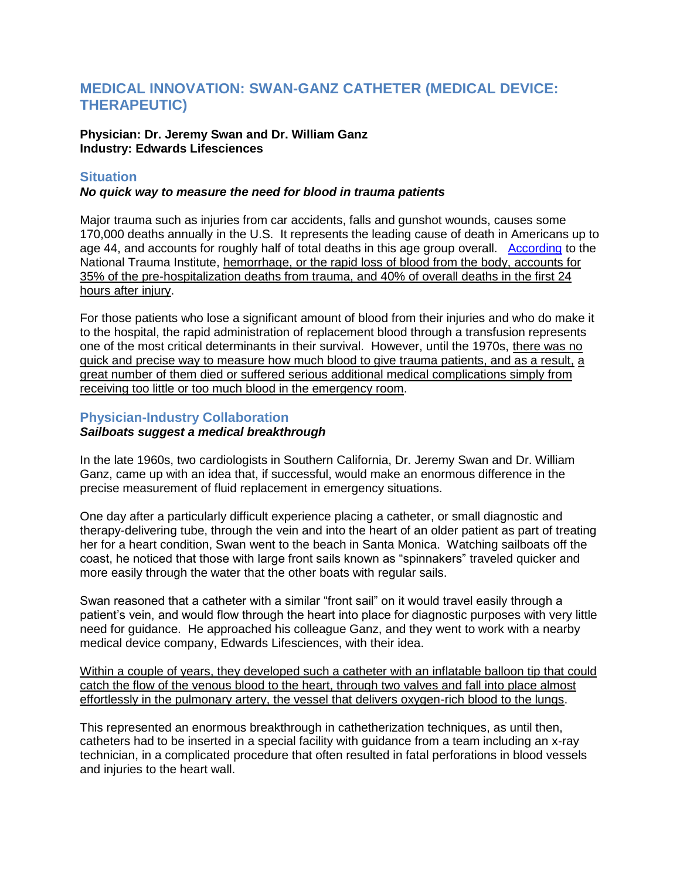# MEDICAL INNOVATION: SWAN-GANZ CATHETER (MEDICAL DEVICE: THERAPEUTIC)

**Physician: Dr. Jeremy Swan and Dr. William Ganz**
**Industry: Edwards Lifesciences**

## Situation

***No quick way to measure the need for blood in trauma patients***

Major trauma such as injuries from car accidents, falls and gunshot wounds, causes some 170,000 deaths annually in the U.S. It represents the leading cause of death in Americans up to age 44, and accounts for roughly half of total deaths in this age group overall. According to the National Trauma Institute, hemorrhage, or the rapid loss of blood from the body, accounts for 35% of the pre-hospitalization deaths from trauma, and 40% of overall deaths in the first 24 hours after injury.

For those patients who lose a significant amount of blood from their injuries and who do make it to the hospital, the rapid administration of replacement blood through a transfusion represents one of the most critical determinants in their survival. However, until the 1970s, there was no quick and precise way to measure how much blood to give trauma patients, and as a result, a great number of them died or suffered serious additional medical complications simply from receiving too little or too much blood in the emergency room.

## Physician-Industry Collaboration

***Sailboats suggest a medical breakthrough***

In the late 1960s, two cardiologists in Southern California, Dr. Jeremy Swan and Dr. William Ganz, came up with an idea that, if successful, would make an enormous difference in the precise measurement of fluid replacement in emergency situations.

One day after a particularly difficult experience placing a catheter, or small diagnostic and therapy-delivering tube, through the vein and into the heart of an older patient as part of treating her for a heart condition, Swan went to the beach in Santa Monica. Watching sailboats off the coast, he noticed that those with large front sails known as "spinnakers" traveled quicker and more easily through the water that the other boats with regular sails.

Swan reasoned that a catheter with a similar "front sail" on it would travel easily through a patient's vein, and would flow through the heart into place for diagnostic purposes with very little need for guidance. He approached his colleague Ganz, and they went to work with a nearby medical device company, Edwards Lifesciences, with their idea.

Within a couple of years, they developed such a catheter with an inflatable balloon tip that could catch the flow of the venous blood to the heart, through two valves and fall into place almost effortlessly in the pulmonary artery, the vessel that delivers oxygen-rich blood to the lungs.

This represented an enormous breakthrough in catheterization techniques, as until then, catheters had to be inserted in a special facility with guidance from a team including an x-ray technician, in a complicated procedure that often resulted in fatal perforations in blood vessels and injuries to the heart wall.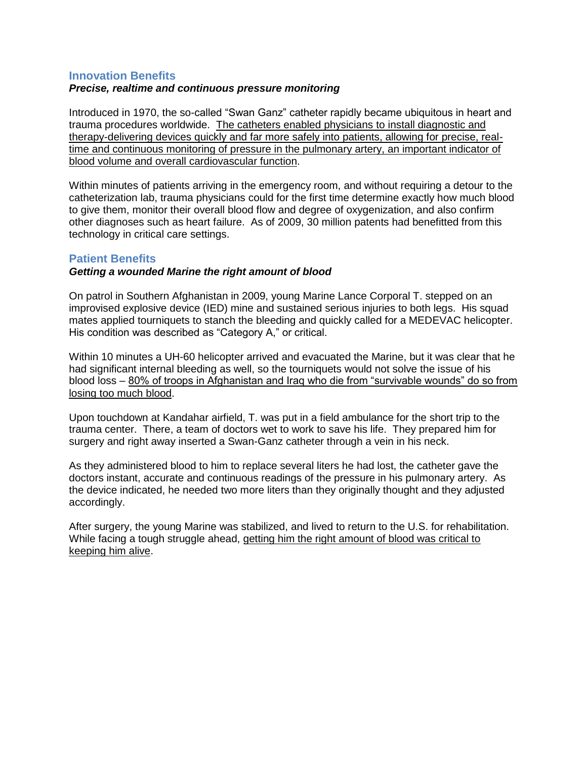## Innovation Benefits

***Precise, realtime and continuous pressure monitoring***

Introduced in 1970, the so-called "Swan Ganz" catheter rapidly became ubiquitous in heart and trauma procedures worldwide. The catheters enabled physicians to install diagnostic and therapy-delivering devices quickly and far more safely into patients, allowing for precise, real-time and continuous monitoring of pressure in the pulmonary artery, an important indicator of blood volume and overall cardiovascular function.

Within minutes of patients arriving in the emergency room, and without requiring a detour to the catheterization lab, trauma physicians could for the first time determine exactly how much blood to give them, monitor their overall blood flow and degree of oxygenization, and also confirm other diagnoses such as heart failure. As of 2009, 30 million patents had benefitted from this technology in critical care settings.

## Patient Benefits

***Getting a wounded Marine the right amount of blood***

On patrol in Southern Afghanistan in 2009, young Marine Lance Corporal T. stepped on an improvised explosive device (IED) mine and sustained serious injuries to both legs. His squad mates applied tourniquets to stanch the bleeding and quickly called for a MEDEVAC helicopter. His condition was described as "Category A," or critical.

Within 10 minutes a UH-60 helicopter arrived and evacuated the Marine, but it was clear that he had significant internal bleeding as well, so the tourniquets would not solve the issue of his blood loss – 80% of troops in Afghanistan and Iraq who die from "survivable wounds" do so from losing too much blood.

Upon touchdown at Kandahar airfield, T. was put in a field ambulance for the short trip to the trauma center. There, a team of doctors wet to work to save his life. They prepared him for surgery and right away inserted a Swan-Ganz catheter through a vein in his neck.

As they administered blood to him to replace several liters he had lost, the catheter gave the doctors instant, accurate and continuous readings of the pressure in his pulmonary artery. As the device indicated, he needed two more liters than they originally thought and they adjusted accordingly.

After surgery, the young Marine was stabilized, and lived to return to the U.S. for rehabilitation. While facing a tough struggle ahead, getting him the right amount of blood was critical to keeping him alive.